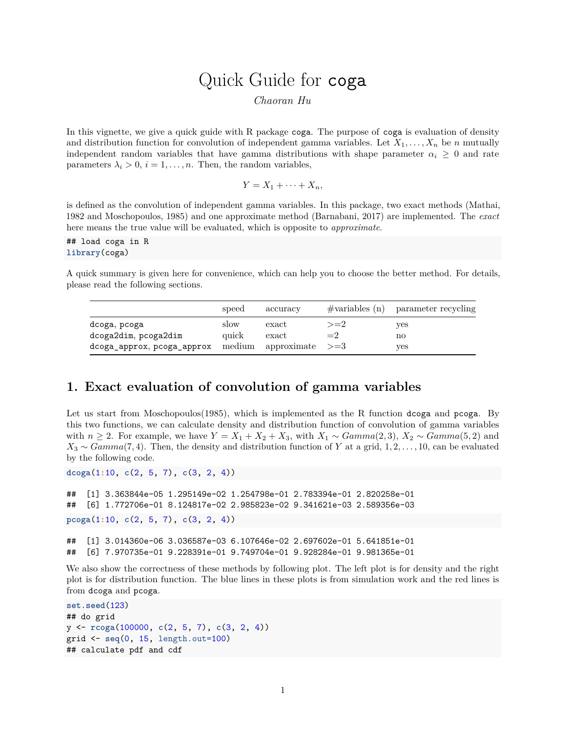# Quick Guide for `coga`

*Chaoran Hu*

In this vignette, we give a quick guide with R package `coga`. The purpose of `coga` is evaluation of density and distribution function for convolution of independent gamma variables. Let $X_1, \dots, X_n$ be $n$ mutually independent random variables that have gamma distributions with shape parameter $\alpha_i \geq 0$ and rate parameters $\lambda_i > 0$, $i = 1, \dots, n$. Then, the random variables,

$$Y = X_1 + \cdots + X_n,$$

is defined as the convolution of independent gamma variables. In this package, two exact methods (Mathai, 1982 and Moschopoulos, 1985) and one approximate method (Barnabani, 2017) are implemented. The *exact* here means the true value will be evaluated, which is opposite to *approximate*.

```
## load coga in R
library(coga)
```

A quick summary is given here for convenience, which can help you to choose the better method. For details, please read the following sections.

| | speed | accuracy | #variables (n) | parameter recycling |
|---|---|---|---|---|
| `dcoga`, `pcoga` | slow | exact | >=2 | yes |
| `dcoga2dim`, `pcoga2dim` | quick | exact | =2 | no |
| `dcoga_approx`, `pcoga_approx` | medium | approximate | >=3 | yes |

## 1. Exact evaluation of convolution of gamma variables

Let us start from Moschopoulos(1985), which is implemented as the R function `dcoga` and `pcoga`. By this two functions, we can calculate density and distribution function of convolution of gamma variables with $n \geq 2$. For example, we have $Y = X_1 + X_2 + X_3$, with $X_1 \sim Gamma(2, 3)$, $X_2 \sim Gamma(5, 2)$ and $X_3 \sim Gamma(7, 4)$. Then, the density and distribution function of $Y$ at a grid, $1, 2, \dots, 10$, can be evaluated by the following code.

```
dcoga(1:10, c(2, 5, 7), c(3, 2, 4))
```

```
##  [1] 3.363844e-05 1.295149e-02 1.254798e-01 2.783394e-01 2.820258e-01
##  [6] 1.772706e-01 8.124817e-02 2.985823e-02 9.341621e-03 2.589356e-03
```

```
pcoga(1:10, c(2, 5, 7), c(3, 2, 4))
```

```
##  [1] 3.014360e-06 3.036587e-03 6.107646e-02 2.697602e-01 5.641851e-01
##  [6] 7.970735e-01 9.228391e-01 9.749704e-01 9.928284e-01 9.981365e-01
```

We also show the correctness of these methods by following plot. The left plot is for density and the right plot is for distribution function. The blue lines in these plots is from simulation work and the red lines is from `dcoga` and `pcoga`.

```
set.seed(123)
## do grid
y <- rcoga(100000, c(2, 5, 7), c(3, 2, 4))
grid <- seq(0, 15, length.out=100)
## calculate pdf and cdf
```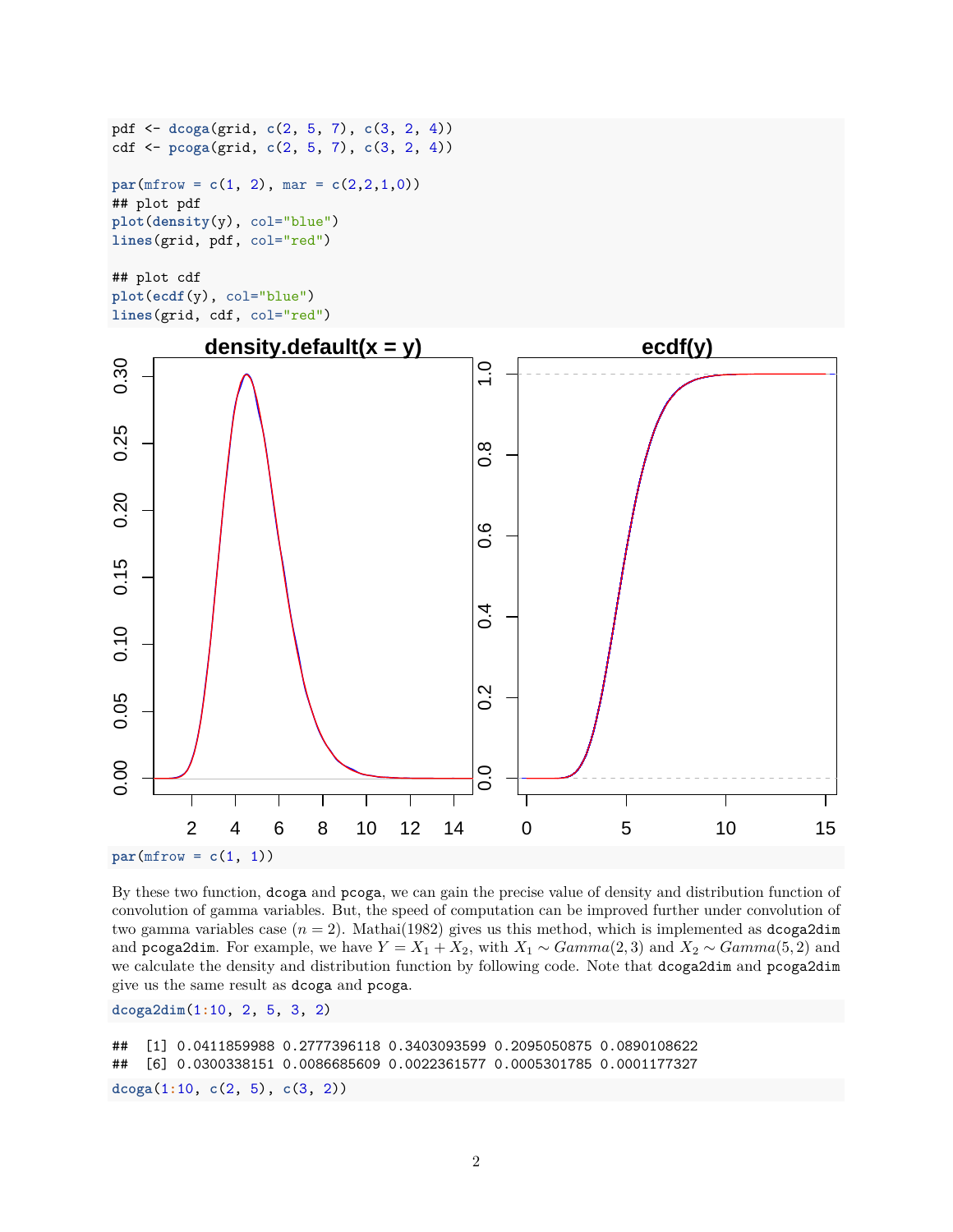```r
pdf <- dcoga(grid, c(2, 5, 7), c(3, 2, 4))
cdf <- pcoga(grid, c(2, 5, 7), c(3, 2, 4))

par(mfrow = c(1, 2), mar = c(2,2,1,0))
## plot pdf
plot(density(y), col="blue")
lines(grid, pdf, col="red")

## plot cdf
plot(ecdf(y), col="blue")
lines(grid, cdf, col="red")
```

```r
par(mfrow = c(1, 1))
```

By these two function, `dcoga` and `pcoga`, we can gain the precise value of density and distribution function of convolution of gamma variables. But, the speed of computation can be improved further under convolution of two gamma variables case ($n = 2$). Mathai(1982) gives us this method, which is implemented as `dcoga2dim` and `pcoga2dim`. For example, we have $Y = X_1 + X_2$, with $X_1 \sim Gamma(2, 3)$ and $X_2 \sim Gamma(5, 2)$ and we calculate the density and distribution function by following code. Note that `dcoga2dim` and `pcoga2dim` give us the same result as `dcoga` and `pcoga`.

```r
dcoga2dim(1:10, 2, 5, 3, 2)
```

```
##  [1] 0.0411859988 0.2777396118 0.3403093599 0.2095050875 0.0890108622
##  [6] 0.0300338151 0.0086685609 0.0022361577 0.0005301785 0.0001177327
```

```r
dcoga(1:10, c(2, 5), c(3, 2))
```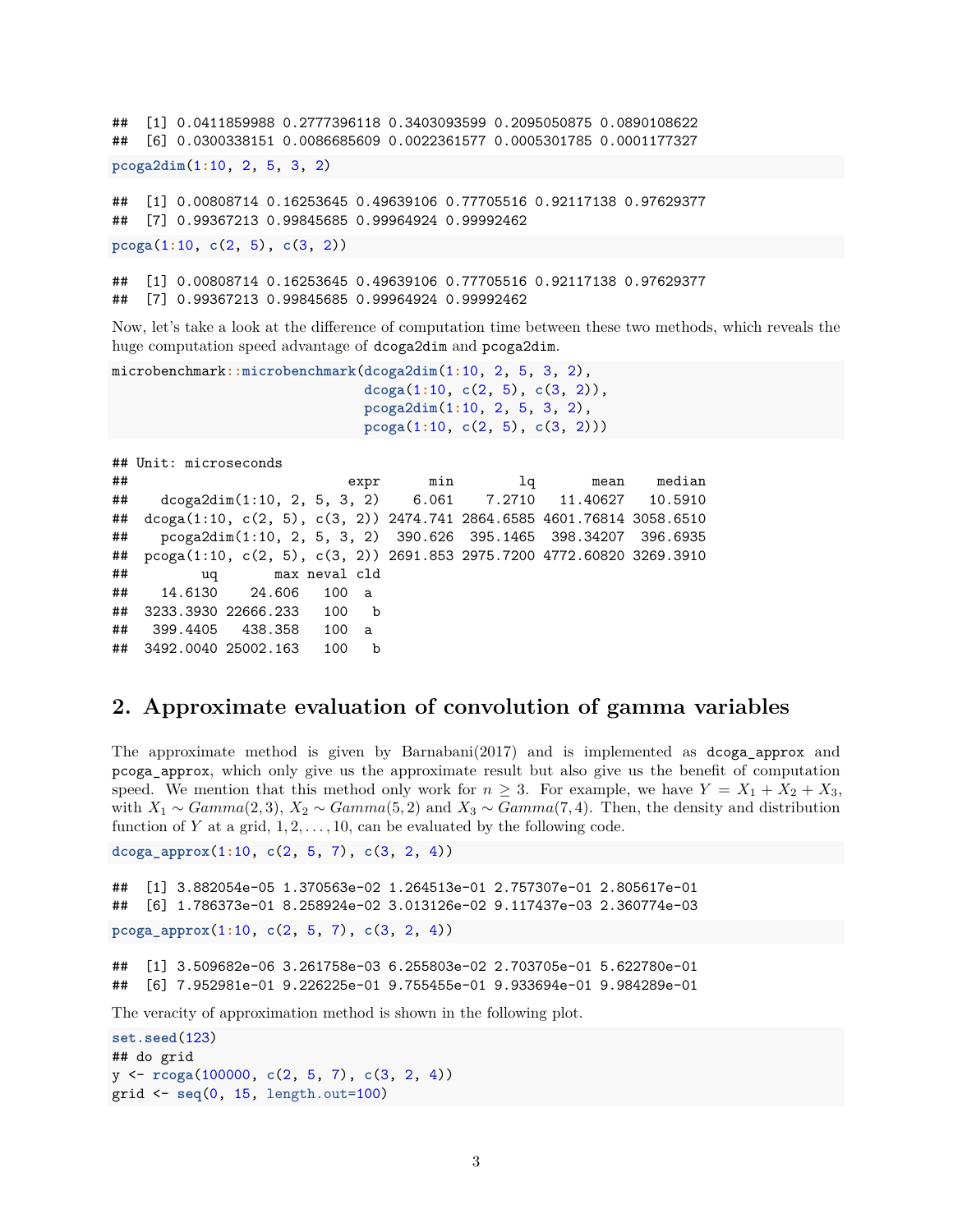```
##  [1] 0.0411859988 0.2777396118 0.3403093599 0.2095050875 0.0890108622
##  [6] 0.0300338151 0.0086685609 0.0022361577 0.0005301785 0.0001177327
```

```
pcoga2dim(1:10, 2, 5, 3, 2)
```

```
##  [1] 0.00808714 0.16253645 0.49639106 0.77705516 0.92117138 0.97629377
##  [7] 0.99367213 0.99845685 0.99964924 0.99992462
```

```
pcoga(1:10, c(2, 5), c(3, 2))
```

```
##  [1] 0.00808714 0.16253645 0.49639106 0.77705516 0.92117138 0.97629377
##  [7] 0.99367213 0.99845685 0.99964924 0.99992462
```

Now, let's take a look at the difference of computation time between these two methods, which reveals the huge computation speed advantage of dcoga2dim and pcoga2dim.

```
microbenchmark::microbenchmark(dcoga2dim(1:10, 2, 5, 3, 2),
                               dcoga(1:10, c(2, 5), c(3, 2)),
                               pcoga2dim(1:10, 2, 5, 3, 2),
                               pcoga(1:10, c(2, 5), c(3, 2)))
```

```
## Unit: microseconds
##                           expr      min        lq       mean    median
##    dcoga2dim(1:10, 2, 5, 3, 2)    6.061    7.2710   11.40627   10.5910
##  dcoga(1:10, c(2, 5), c(3, 2)) 2474.741 2864.6585 4601.76814 3058.6510
##    pcoga2dim(1:10, 2, 5, 3, 2)  390.626  395.1465  398.34207  396.6935
##  pcoga(1:10, c(2, 5), c(3, 2)) 2691.853 2975.7200 4772.60820 3269.3910
##         uq       max neval cld
##    14.6130    24.606   100  a
##  3233.3930 22666.233   100   b
##   399.4405   438.358   100  a
##  3492.0040 25002.163   100   b
```

## 2. Approximate evaluation of convolution of gamma variables

The approximate method is given by Barnabani(2017) and is implemented as dcoga_approx and pcoga_approx, which only give us the approximate result but also give us the benefit of computation speed. We mention that this method only work for $n \geq 3$. For example, we have $Y = X_1 + X_2 + X_3$, with $X_1 \sim Gamma(2, 3)$, $X_2 \sim Gamma(5, 2)$ and $X_3 \sim Gamma(7, 4)$. Then, the density and distribution function of $Y$ at a grid, $1, 2, \ldots, 10$, can be evaluated by the following code.

```
dcoga_approx(1:10, c(2, 5, 7), c(3, 2, 4))
```

```
##  [1] 3.882054e-05 1.370563e-02 1.264513e-01 2.757307e-01 2.805617e-01
##  [6] 1.786373e-01 8.258924e-02 3.013126e-02 9.117437e-03 2.360774e-03
```

```
pcoga_approx(1:10, c(2, 5, 7), c(3, 2, 4))
```

```
##  [1] 3.509682e-06 3.261758e-03 6.255803e-02 2.703705e-01 5.622780e-01
##  [6] 7.952981e-01 9.226225e-01 9.755455e-01 9.933694e-01 9.984289e-01
```

The veracity of approximation method is shown in the following plot.

```
set.seed(123)
## do grid
y <- rcoga(100000, c(2, 5, 7), c(3, 2, 4))
grid <- seq(0, 15, length.out=100)
```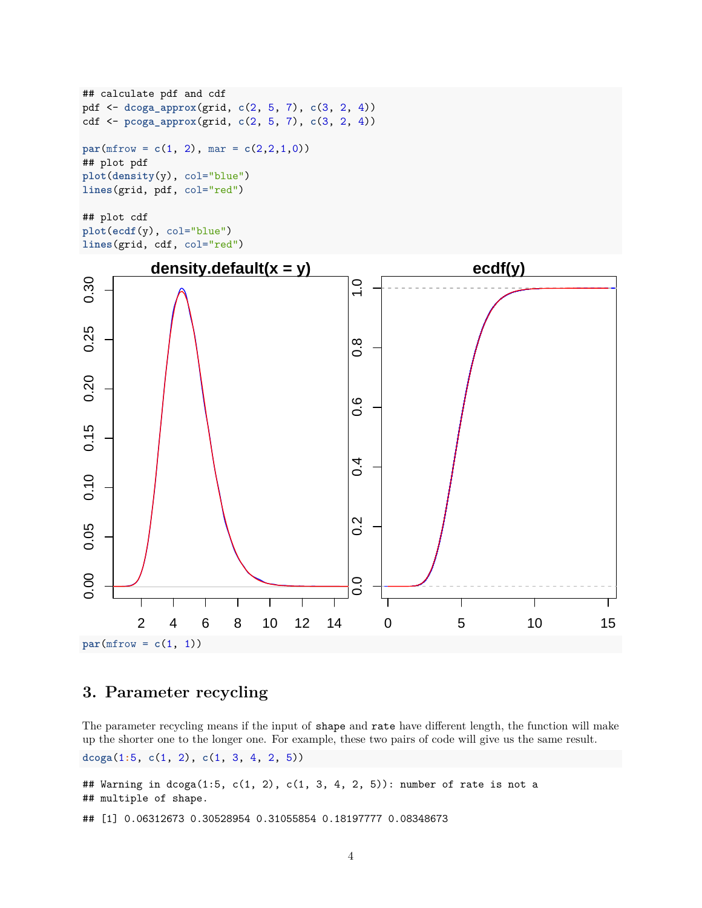```
## calculate pdf and cdf
pdf <- dcoga_approx(grid, c(2, 5, 7), c(3, 2, 4))
cdf <- pcoga_approx(grid, c(2, 5, 7), c(3, 2, 4))

par(mfrow = c(1, 2), mar = c(2,2,1,0))
## plot pdf
plot(density(y), col="blue")
lines(grid, pdf, col="red")

## plot cdf
plot(ecdf(y), col="blue")
lines(grid, cdf, col="red")
```

```
par(mfrow = c(1, 1))
```

## 3. Parameter recycling

The parameter recycling means if the input of `shape` and `rate` have different length, the function will make up the shorter one to the longer one. For example, these two pairs of code will give us the same result.

```
dcoga(1:5, c(1, 2), c(1, 3, 4, 2, 5))
```

```
## Warning in dcoga(1:5, c(1, 2), c(1, 3, 4, 2, 5)): number of rate is not a
## multiple of shape.

## [1] 0.06312673 0.30528954 0.31055854 0.18197777 0.08348673
```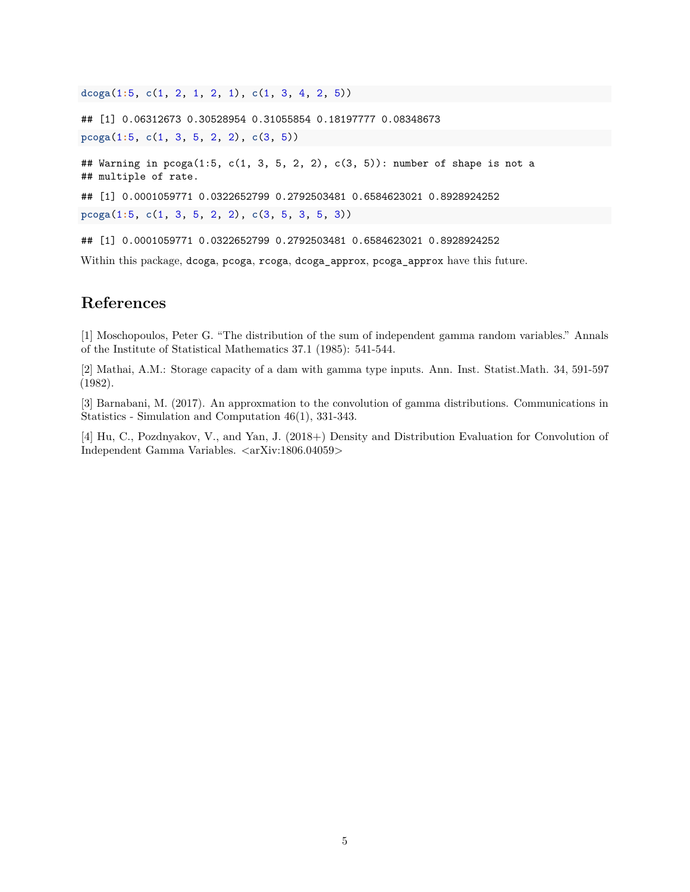```r
dcoga(1:5, c(1, 2, 1, 2, 1), c(1, 3, 4, 2, 5))
```

```
## [1] 0.06312673 0.30528954 0.31055854 0.18197777 0.08348673
```

```r
pcoga(1:5, c(1, 3, 5, 2, 2), c(3, 5))
```

```
## Warning in pcoga(1:5, c(1, 3, 5, 2, 2), c(3, 5)): number of shape is not a
## multiple of rate.

## [1] 0.0001059771 0.0322652799 0.2792503481 0.6584623021 0.8928924252
```

```r
pcoga(1:5, c(1, 3, 5, 2, 2), c(3, 5, 3, 5, 3))
```

```
## [1] 0.0001059771 0.0322652799 0.2792503481 0.6584623021 0.8928924252
```

Within this package, `dcoga`, `pcoga`, `rcoga`, `dcoga_approx`, `pcoga_approx` have this future.

# References

[1] Moschopoulos, Peter G. "The distribution of the sum of independent gamma random variables." Annals of the Institute of Statistical Mathematics 37.1 (1985): 541-544.

[2] Mathai, A.M.: Storage capacity of a dam with gamma type inputs. Ann. Inst. Statist.Math. 34, 591-597 (1982).

[3] Barnabani, M. (2017). An approxmation to the convolution of gamma distributions. Communications in Statistics - Simulation and Computation 46(1), 331-343.

[4] Hu, C., Pozdnyakov, V., and Yan, J. (2018+) Density and Distribution Evaluation for Convolution of Independent Gamma Variables. <arXiv:1806.04059>